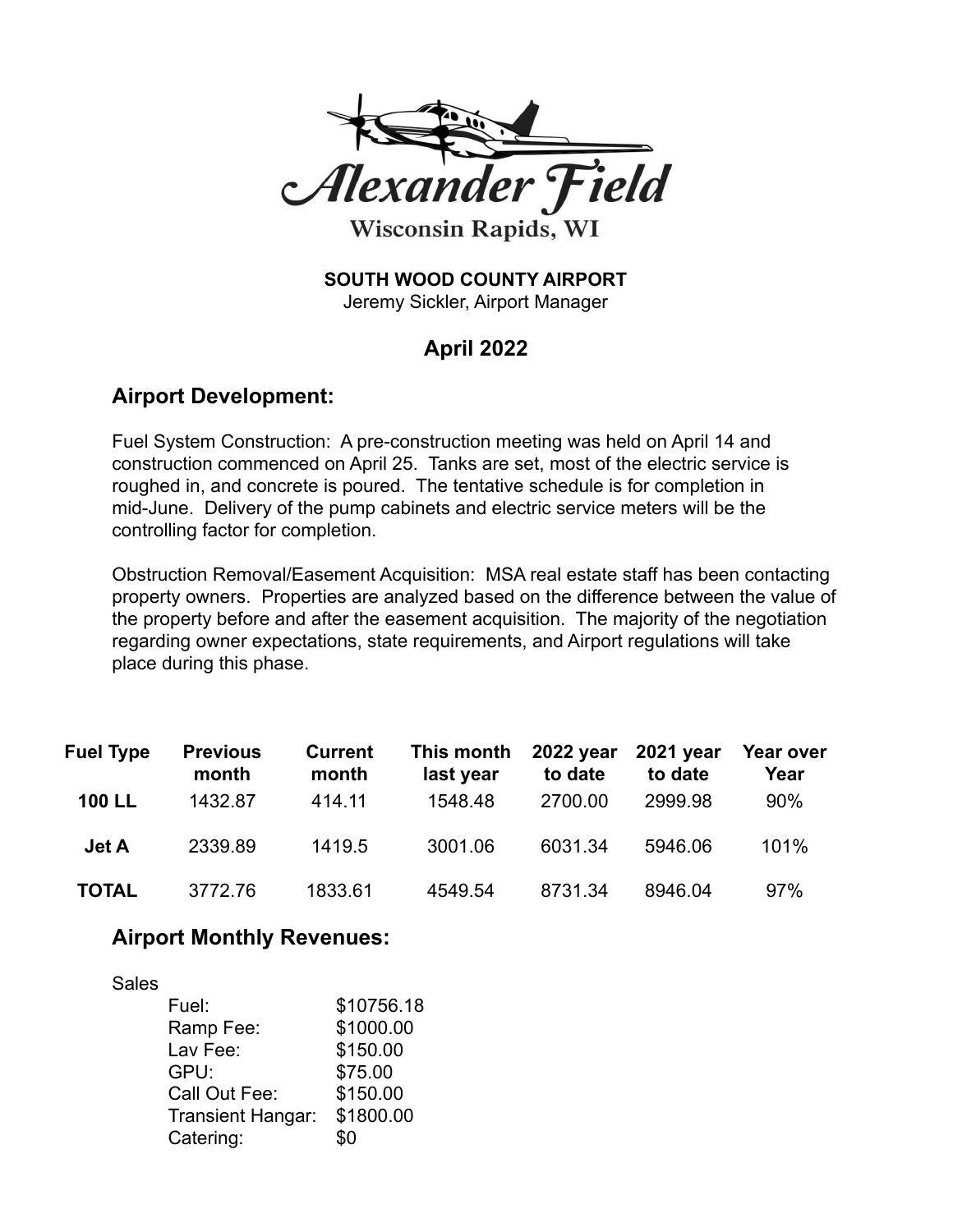# Alexander Field

Wisconsin Rapids, WI

**SOUTH WOOD COUNTY AIRPORT**
Jeremy Sickler, Airport Manager

## April 2022

## Airport Development:

Fuel System Construction: A pre-construction meeting was held on April 14 and construction commenced on April 25. Tanks are set, most of the electric service is roughed in, and concrete is poured. The tentative schedule is for completion in mid-June. Delivery of the pump cabinets and electric service meters will be the controlling factor for completion.

Obstruction Removal/Easement Acquisition: MSA real estate staff has been contacting property owners. Properties are analyzed based on the difference between the value of the property before and after the easement acquisition. The majority of the negotiation regarding owner expectations, state requirements, and Airport regulations will take place during this phase.

| Fuel Type | Previous month | Current month | This month last year | 2022 year to date | 2021 year to date | Year over Year |
|---|---|---|---|---|---|---|
| **100 LL** | 1432.87 | 414.11 | 1548.48 | 2700.00 | 2999.98 | 90% |
| **Jet A** | 2339.89 | 1419.5 | 3001.06 | 6031.34 | 5946.06 | 101% |
| **TOTAL** | 3772.76 | 1833.61 | 4549.54 | 8731.34 | 8946.04 | 97% |

## Airport Monthly Revenues:

Sales

| | |
|---|---|
| Fuel: | $10756.18 |
| Ramp Fee: | $1000.00 |
| Lav Fee: | $150.00 |
| GPU: | $75.00 |
| Call Out Fee: | $150.00 |
| Transient Hangar: | $1800.00 |
| Catering: | $0 |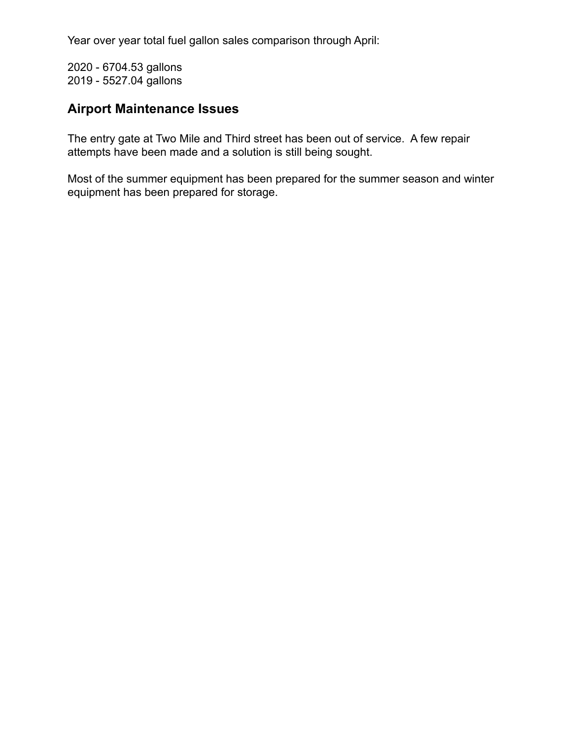Year over year total fuel gallon sales comparison through April:

2020 - 6704.53 gallons
2019 - 5527.04 gallons

## Airport Maintenance Issues

The entry gate at Two Mile and Third street has been out of service. A few repair attempts have been made and a solution is still being sought.

Most of the summer equipment has been prepared for the summer season and winter equipment has been prepared for storage.